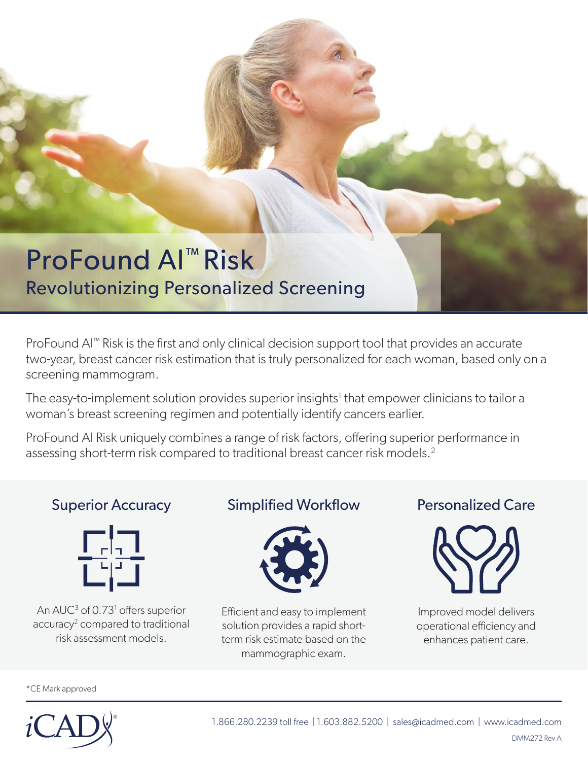# ProFound AI™ Risk

## Revolutionizing Personalized Screening

ProFound AI™ Risk is the first and only clinical decision support tool that provides an accurate two-year, breast cancer risk estimation that is truly personalized for each woman, based only on a screening mammogram.

The easy-to-implement solution provides superior insights[1] that empower clinicians to tailor a woman's breast screening regimen and potentially identify cancers earlier.

ProFound AI Risk uniquely combines a range of risk factors, offering superior performance in assessing short-term risk compared to traditional breast cancer risk models.[2]

### Superior Accuracy

An AUC[3] of 0.73[1] offers superior accuracy[2] compared to traditional risk assessment models.

### Simplified Workflow

Efficient and easy to implement solution provides a rapid short-term risk estimate based on the mammographic exam.

### Personalized Care

Improved model delivers operational efficiency and enhances patient care.

*CE Mark approved

iCAD

1.866.280.2239 toll free | 1.603.882.5200 | sales@icadmed.com | www.icadmed.com

DMM272 Rev A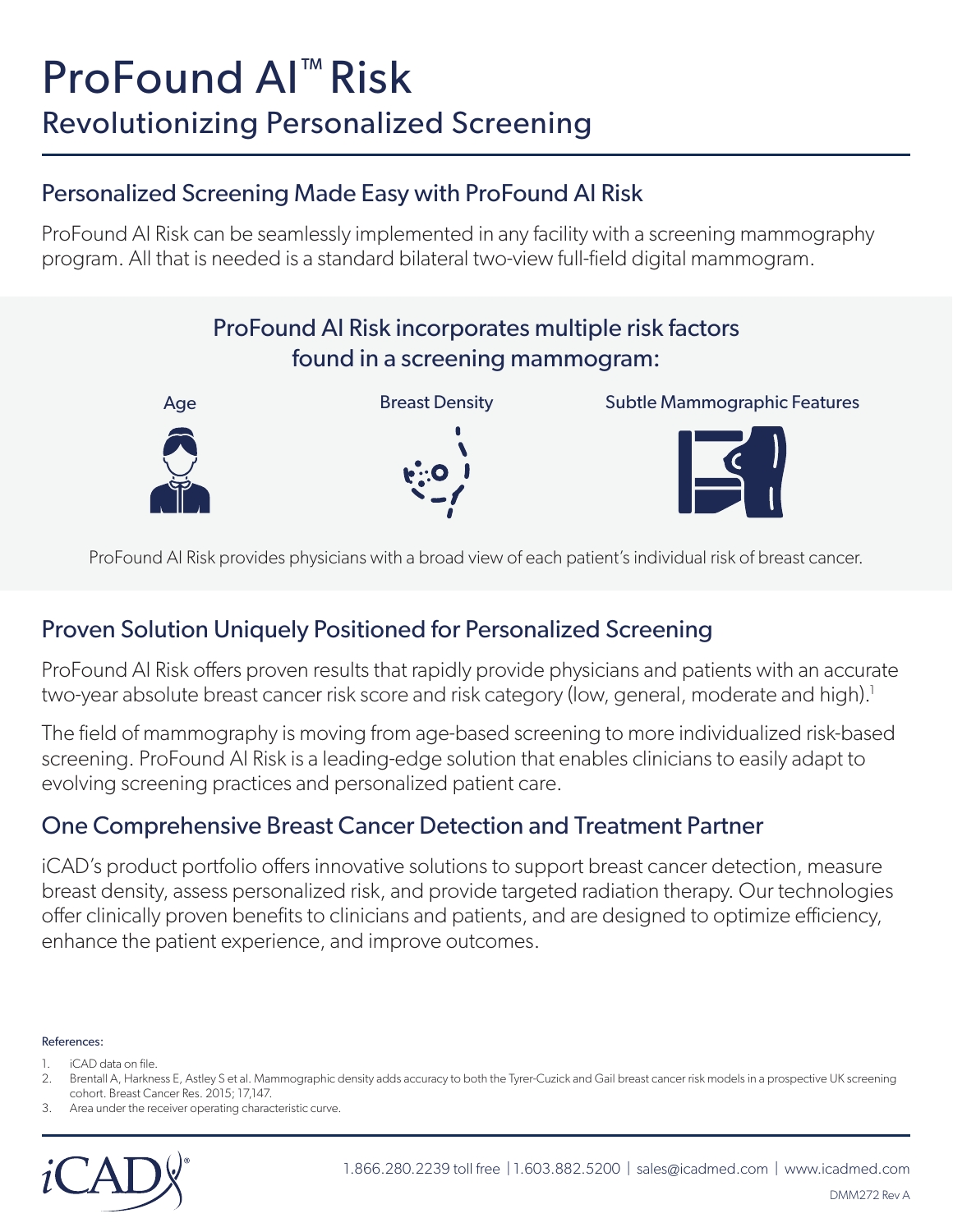# ProFound AI™ Risk

## Revolutionizing Personalized Screening

### Personalized Screening Made Easy with ProFound AI Risk

ProFound AI Risk can be seamlessly implemented in any facility with a screening mammography program. All that is needed is a standard bilateral two-view full-field digital mammogram.

### ProFound AI Risk incorporates multiple risk factors found in a screening mammogram:

Age

Breast Density

Subtle Mammographic Features

ProFound AI Risk provides physicians with a broad view of each patient's individual risk of breast cancer.

### Proven Solution Uniquely Positioned for Personalized Screening

ProFound AI Risk offers proven results that rapidly provide physicians and patients with an accurate two-year absolute breast cancer risk score and risk category (low, general, moderate and high).[1]

The field of mammography is moving from age-based screening to more individualized risk-based screening. ProFound AI Risk is a leading-edge solution that enables clinicians to easily adapt to evolving screening practices and personalized patient care.

### One Comprehensive Breast Cancer Detection and Treatment Partner

iCAD's product portfolio offers innovative solutions to support breast cancer detection, measure breast density, assess personalized risk, and provide targeted radiation therapy. Our technologies offer clinically proven benefits to clinicians and patients, and are designed to optimize efficiency, enhance the patient experience, and improve outcomes.

References:

1. iCAD data on file.
2. Brentall A, Harkness E, Astley S et al. Mammographic density adds accuracy to both the Tyrer-Cuzick and Gail breast cancer risk models in a prospective UK screening cohort. Breast Cancer Res. 2015; 17,147.
3. Area under the receiver operating characteristic curve.

iCAD®

1.866.280.2239 toll free | 1.603.882.5200 | sales@icadmed.com | www.icadmed.com

DMM272 Rev A